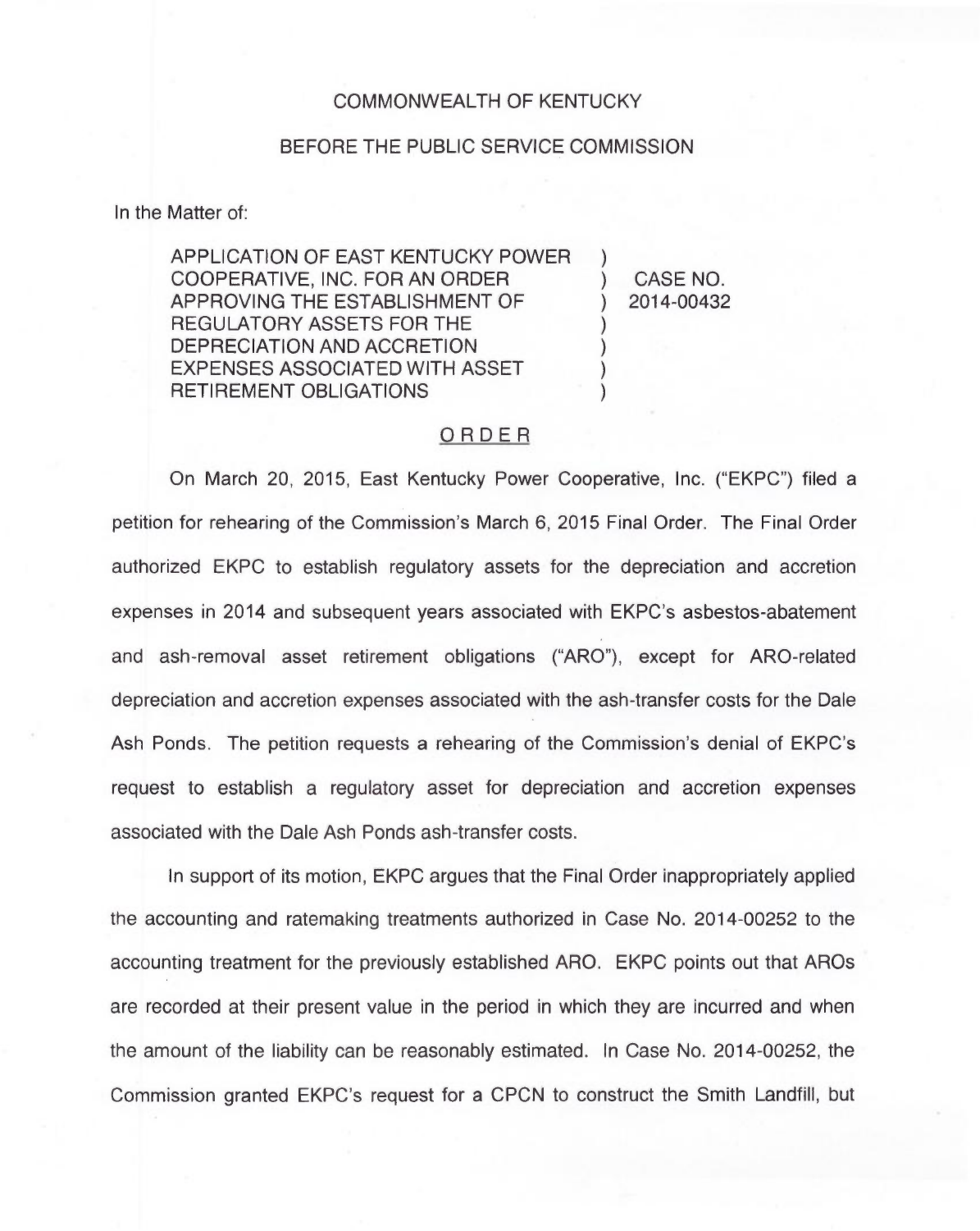COMMONWEALTH OF KENTUCKY

BEFORE THE PUBLIC SERVICE COMMISSION

In the Matter of:

| | | |
|---|---|---|
| APPLICATION OF EAST KENTUCKY POWER COOPERATIVE, INC. FOR AN ORDER APPROVING THE ESTABLISHMENT OF REGULATORY ASSETS FOR THE DEPRECIATION AND ACCRETION EXPENSES ASSOCIATED WITH ASSET RETIREMENT OBLIGATIONS | ) | CASE NO. 2014-00432 |

ORDER

On March 20, 2015, East Kentucky Power Cooperative, Inc. ("EKPC") filed a petition for rehearing of the Commission's March 6, 2015 Final Order. The Final Order authorized EKPC to establish regulatory assets for the depreciation and accretion expenses in 2014 and subsequent years associated with EKPC's asbestos-abatement and ash-removal asset retirement obligations ("ARO"), except for ARO-related depreciation and accretion expenses associated with the ash-transfer costs for the Dale Ash Ponds. The petition requests a rehearing of the Commission's denial of EKPC's request to establish a regulatory asset for depreciation and accretion expenses associated with the Dale Ash Ponds ash-transfer costs.

In support of its motion, EKPC argues that the Final Order inappropriately applied the accounting and ratemaking treatments authorized in Case No. 2014-00252 to the accounting treatment for the previously established ARO. EKPC points out that AROs are recorded at their present value in the period in which they are incurred and when the amount of the liability can be reasonably estimated. In Case No. 2014-00252, the Commission granted EKPC's request for a CPCN to construct the Smith Landfill, but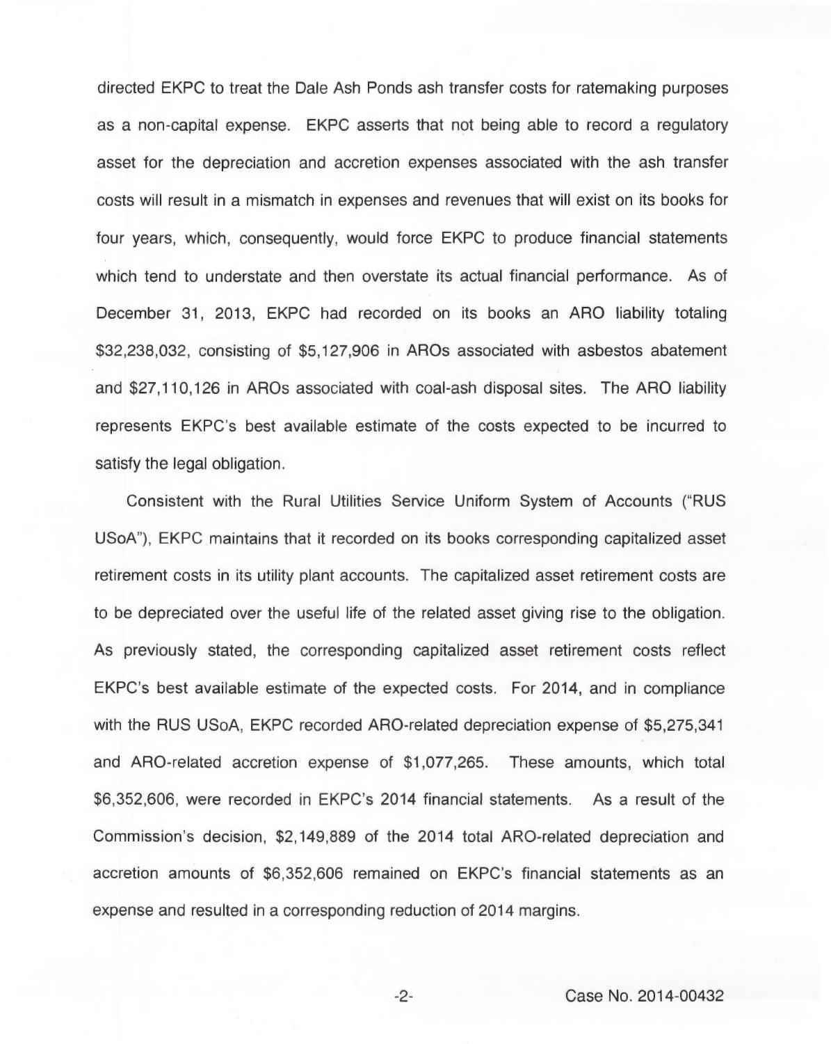directed EKPC to treat the Dale Ash Ponds ash transfer costs for ratemaking purposes as a non-capital expense. EKPC asserts that not being able to record a regulatory asset for the depreciation and accretion expenses associated with the ash transfer costs will result in a mismatch in expenses and revenues that will exist on its books for four years, which, consequently, would force EKPC to produce financial statements which tend to understate and then overstate its actual financial performance. As of December 31, 2013, EKPC had recorded on its books an ARO liability totaling $32,238,032, consisting of $5,127,906 in AROs associated with asbestos abatement and $27,110,126 in AROs associated with coal-ash disposal sites. The ARO liability represents EKPC's best available estimate of the costs expected to be incurred to satisfy the legal obligation.

Consistent with the Rural Utilities Service Uniform System of Accounts ("RUS USoA"), EKPC maintains that it recorded on its books corresponding capitalized asset retirement costs in its utility plant accounts. The capitalized asset retirement costs are to be depreciated over the useful life of the related asset giving rise to the obligation. As previously stated, the corresponding capitalized asset retirement costs reflect EKPC's best available estimate of the expected costs. For 2014, and in compliance with the RUS USoA, EKPC recorded ARO-related depreciation expense of $5,275,341 and ARO-related accretion expense of $1,077,265. These amounts, which total $6,352,606, were recorded in EKPC's 2014 financial statements. As a result of the Commission's decision, $2,149,889 of the 2014 total ARO-related depreciation and accretion amounts of $6,352,606 remained on EKPC's financial statements as an expense and resulted in a corresponding reduction of 2014 margins.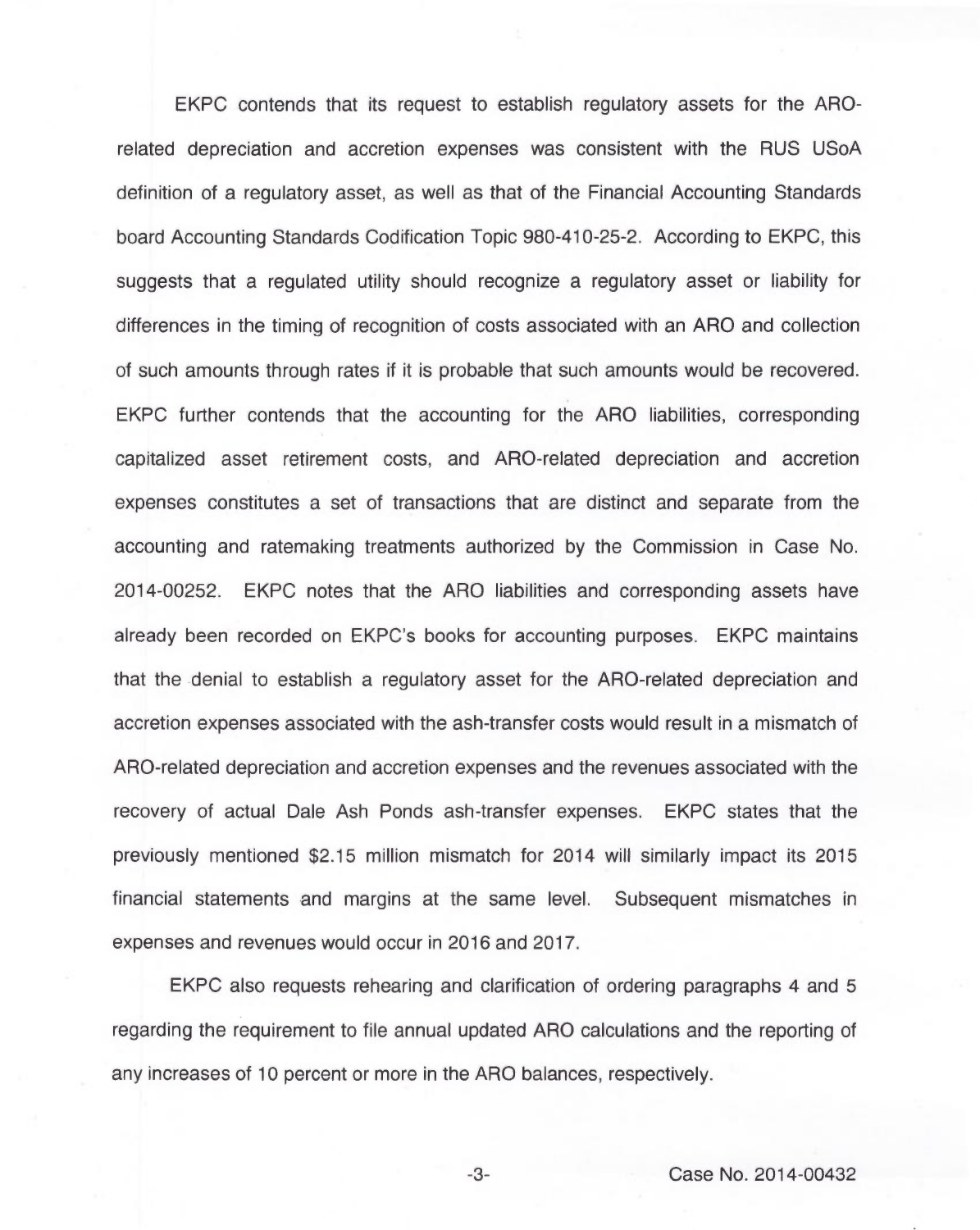EKPC contends that its request to establish regulatory assets for the ARO-related depreciation and accretion expenses was consistent with the RUS USoA definition of a regulatory asset, as well as that of the Financial Accounting Standards board Accounting Standards Codification Topic 980-410-25-2. According to EKPC, this suggests that a regulated utility should recognize a regulatory asset or liability for differences in the timing of recognition of costs associated with an ARO and collection of such amounts through rates if it is probable that such amounts would be recovered. EKPC further contends that the accounting for the ARO liabilities, corresponding capitalized asset retirement costs, and ARO-related depreciation and accretion expenses constitutes a set of transactions that are distinct and separate from the accounting and ratemaking treatments authorized by the Commission in Case No. 2014-00252. EKPC notes that the ARO liabilities and corresponding assets have already been recorded on EKPC's books for accounting purposes. EKPC maintains that the denial to establish a regulatory asset for the ARO-related depreciation and accretion expenses associated with the ash-transfer costs would result in a mismatch of ARO-related depreciation and accretion expenses and the revenues associated with the recovery of actual Dale Ash Ponds ash-transfer expenses. EKPC states that the previously mentioned $2.15 million mismatch for 2014 will similarly impact its 2015 financial statements and margins at the same level. Subsequent mismatches in expenses and revenues would occur in 2016 and 2017.

EKPC also requests rehearing and clarification of ordering paragraphs 4 and 5 regarding the requirement to file annual updated ARO calculations and the reporting of any increases of 10 percent or more in the ARO balances, respectively.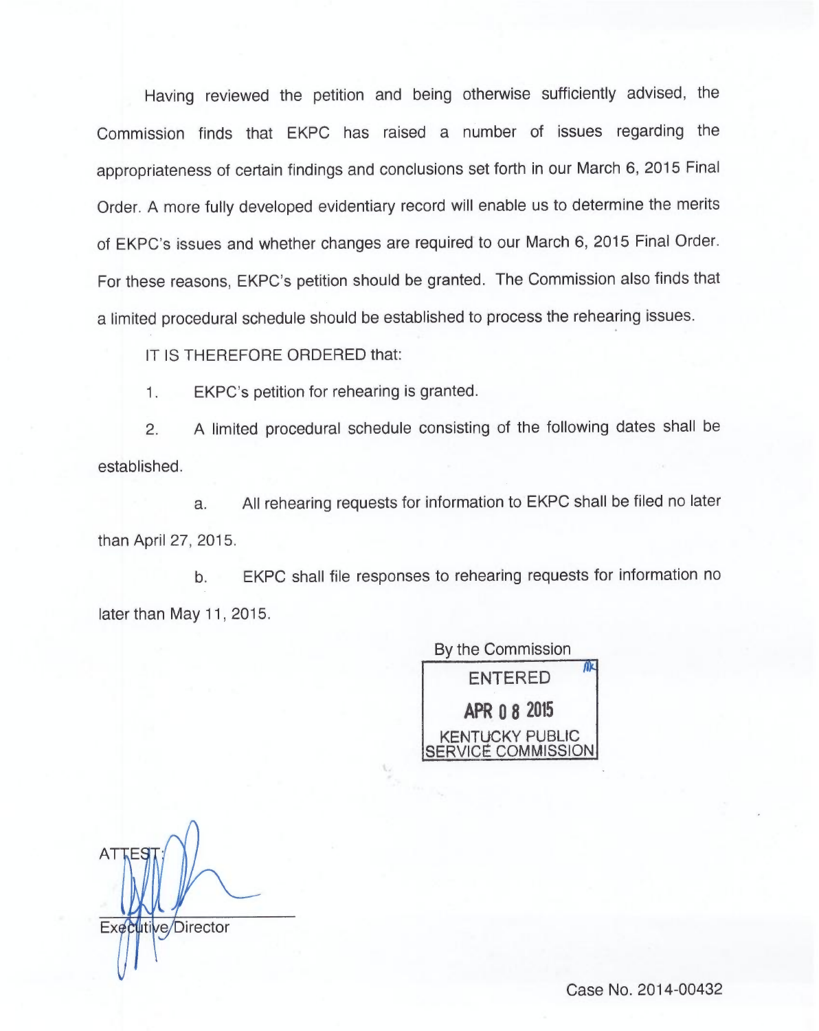Having reviewed the petition and being otherwise sufficiently advised, the Commission finds that EKPC has raised a number of issues regarding the appropriateness of certain findings and conclusions set forth in our March 6, 2015 Final Order. A more fully developed evidentiary record will enable us to determine the merits of EKPC's issues and whether changes are required to our March 6, 2015 Final Order. For these reasons, EKPC's petition should be granted. The Commission also finds that a limited procedural schedule should be established to process the rehearing issues.

IT IS THEREFORE ORDERED that:

1. EKPC's petition for rehearing is granted.

2. A limited procedural schedule consisting of the following dates shall be established.

   a. All rehearing requests for information to EKPC shall be filed no later than April 27, 2015.

   b. EKPC shall file responses to rehearing requests for information no later than May 11, 2015.

By the Commission

ENTERED

APR 08 2015

KENTUCKY PUBLIC SERVICE COMMISSION

ATTEST:

Executive Director

Case No. 2014-00432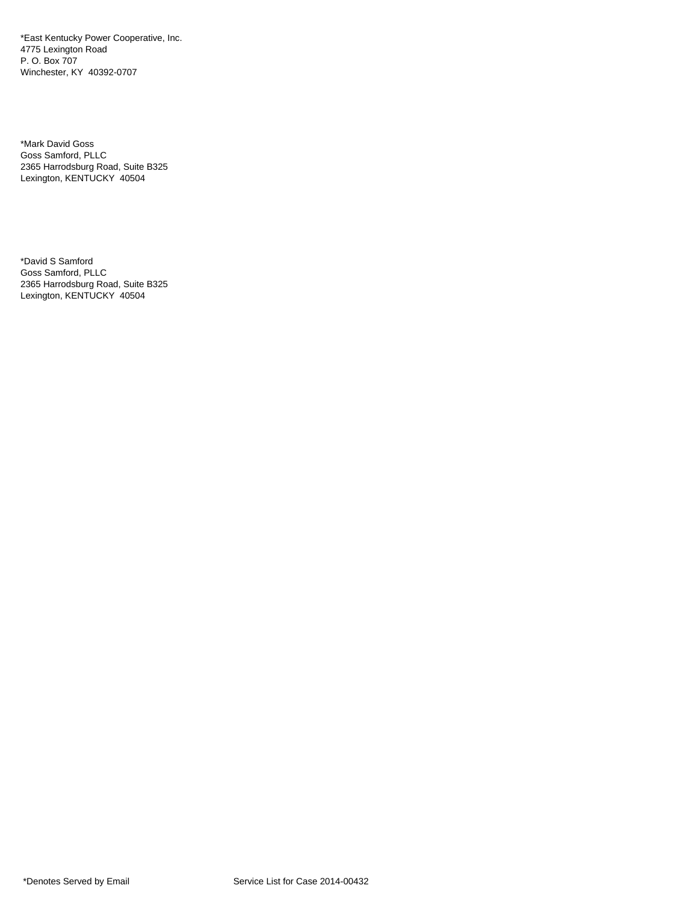*East Kentucky Power Cooperative, Inc.
4775 Lexington Road
P. O. Box 707
Winchester, KY  40392-0707

*Mark David Goss
Goss Samford, PLLC
2365 Harrodsburg Road, Suite B325
Lexington, KENTUCKY  40504

*David S Samford
Goss Samford, PLLC
2365 Harrodsburg Road, Suite B325
Lexington, KENTUCKY  40504

*Denotes Served by Email

Service List for Case 2014-00432